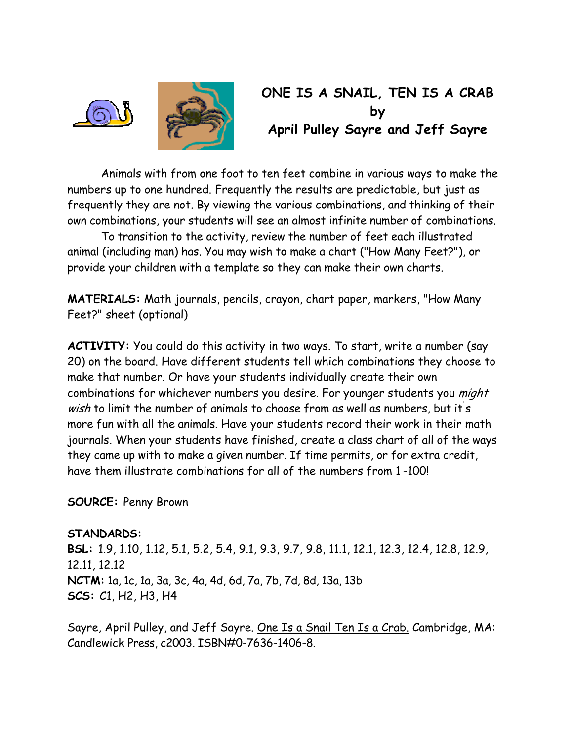# ONE IS A SNAIL, TEN IS A CRAB
## by
## April Pulley Sayre and Jeff Sayre

Animals with from one foot to ten feet combine in various ways to make the numbers up to one hundred. Frequently the results are predictable, but just as frequently they are not. By viewing the various combinations, and thinking of their own combinations, your students will see an almost infinite number of combinations.

To transition to the activity, review the number of feet each illustrated animal (including man) has. You may wish to make a chart ("How Many Feet?"), or provide your children with a template so they can make their own charts.

**MATERIALS:** Math journals, pencils, crayon, chart paper, markers, "How Many Feet?" sheet (optional)

**ACTIVITY:** You could do this activity in two ways. To start, write a number (say 20) on the board. Have different students tell which combinations they choose to make that number. Or have your students individually create their own combinations for whichever numbers you desire. For younger students you *might wish* to limit the number of animals to choose from as well as numbers, but it's more fun with all the animals. Have your students record their work in their math journals. When your students have finished, create a class chart of all of the ways they came up with to make a given number. If time permits, or for extra credit, have them illustrate combinations for all of the numbers from 1 -100!

**SOURCE:** Penny Brown

**STANDARDS:**
**BSL:** 1.9, 1.10, 1.12, 5.1, 5.2, 5.4, 9.1, 9.3, 9.7, 9.8, 11.1, 12.1, 12.3, 12.4, 12.8, 12.9, 12.11, 12.12
**NCTM:** 1a, 1c, 1a, 3a, 3c, 4a, 4d, 6d, 7a, 7b, 7d, 8d, 13a, 13b
**SCS:** C1, H2, H3, H4

Sayre, April Pulley, and Jeff Sayre. One Is a Snail Ten Is a Crab. Cambridge, MA: Candlewick Press, c2003. ISBN#0-7636-1406-8.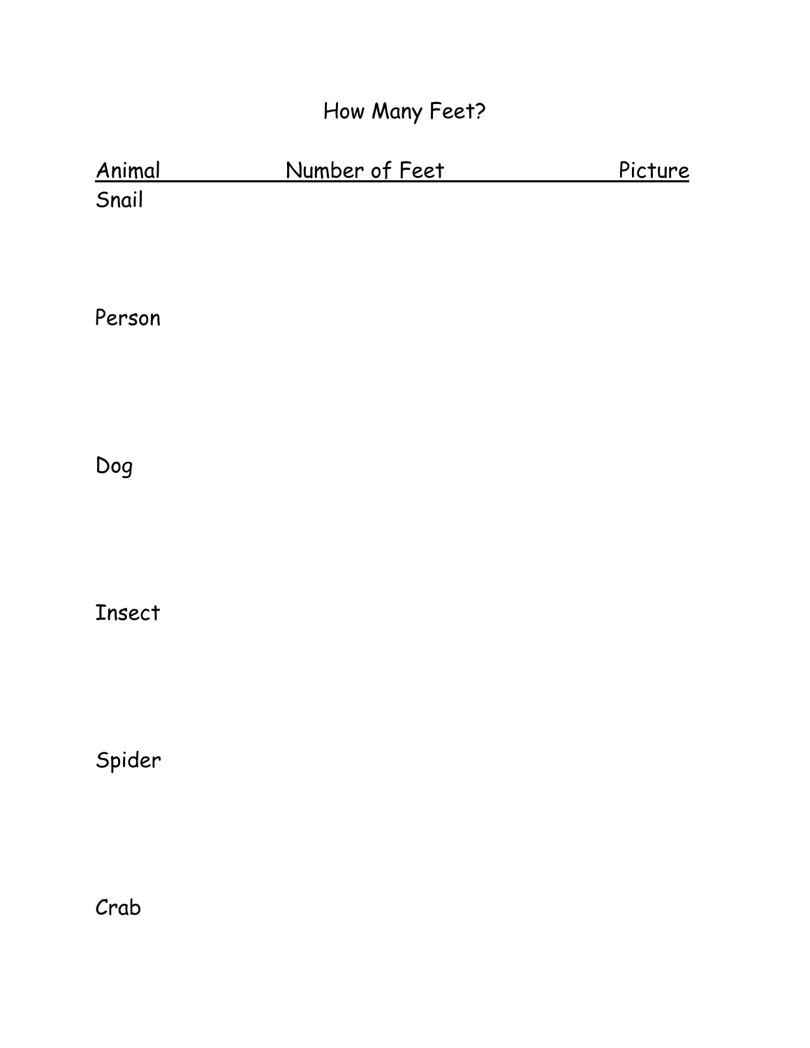# How Many Feet?

| Animal | Number of Feet | Picture |
|---|---|---|
| Snail | | |
| Person | | |
| Dog | | |
| Insect | | |
| Spider | | |
| Crab | | |